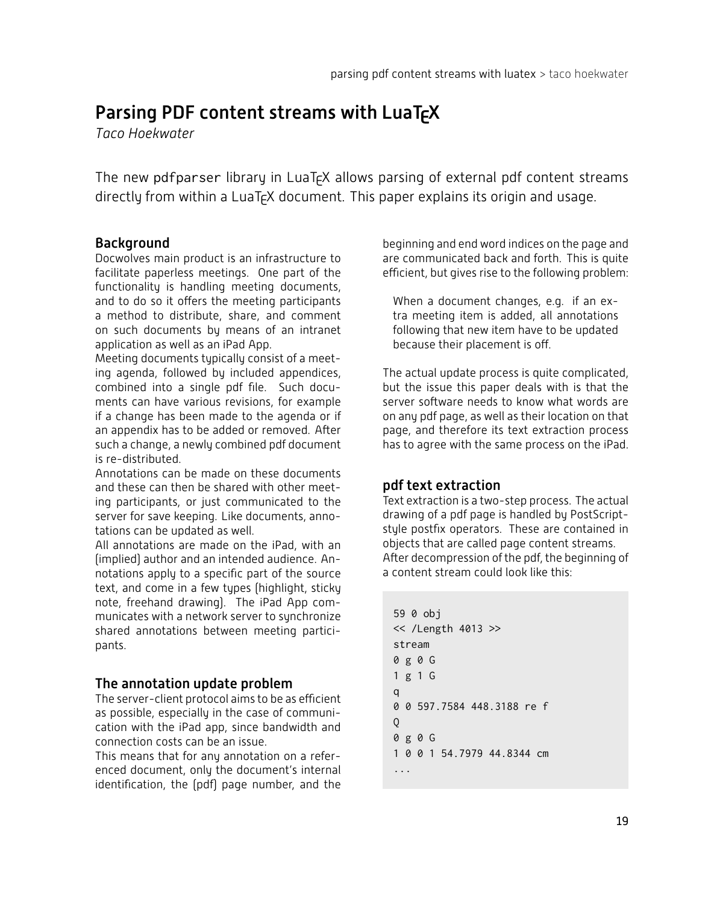# Parsing PDF content streams with LuaTEX

*Taco Hoekwater*

The new pdfparser library in LuaTEX allows parsing of external pdf content streams directly from within a LuaTEX document. This paper explains its origin and usage.

## Background

Docwolves main product is an infrastructure to facilitate paperless meetings. One part of the functionality is handling meeting documents, and to do so it offers the meeting participants a method to distribute, share, and comment on such documents by means of an intranet application as well as an iPad App.

Meeting documents typically consist of a meeting agenda, followed by included appendices, combined into a single pdf file. Such documents can have various revisions, for example if a change has been made to the agenda or if an appendix has to be added or removed. After such a change, a newly combined pdf document is re-distributed.

Annotations can be made on these documents and these can then be shared with other meeting participants, or just communicated to the server for save keeping. Like documents, annotations can be updated as well.

All annotations are made on the iPad, with an (implied) author and an intended audience. Annotations apply to a specific part of the source text, and come in a few types (highlight, sticky note, freehand drawing). The iPad App communicates with a network server to synchronize shared annotations between meeting participants.

## The annotation update problem

The server-client protocol aims to be as efficient as possible, especially in the case of communication with the iPad app, since bandwidth and connection costs can be an issue.

This means that for any annotation on a referenced document, only the document's internal identification, the (pdf) page number, and the beginning and end word indices on the page and are communicated back and forth. This is quite efficient, but gives rise to the following problem:

> When a document changes, e.g. if an extra meeting item is added, all annotations following that new item have to be updated because their placement is off.

The actual update process is quite complicated, but the issue this paper deals with is that the server software needs to know what words are on any pdf page, as well as their location on that page, and therefore its text extraction process has to agree with the same process on the iPad.

## pdf text extraction

Text extraction is a two-step process. The actual drawing of a pdf page is handled by PostScript-style postfix operators. These are contained in objects that are called page content streams. After decompression of the pdf, the beginning of a content stream could look like this:

```
59 0 obj
<< /Length 4013 >>
stream
0 g 0 G
1 g 1 G
q
0 0 597.7584 448.3188 re f
Q
0 g 0 G
1 0 0 1 54.7979 44.8344 cm
...
```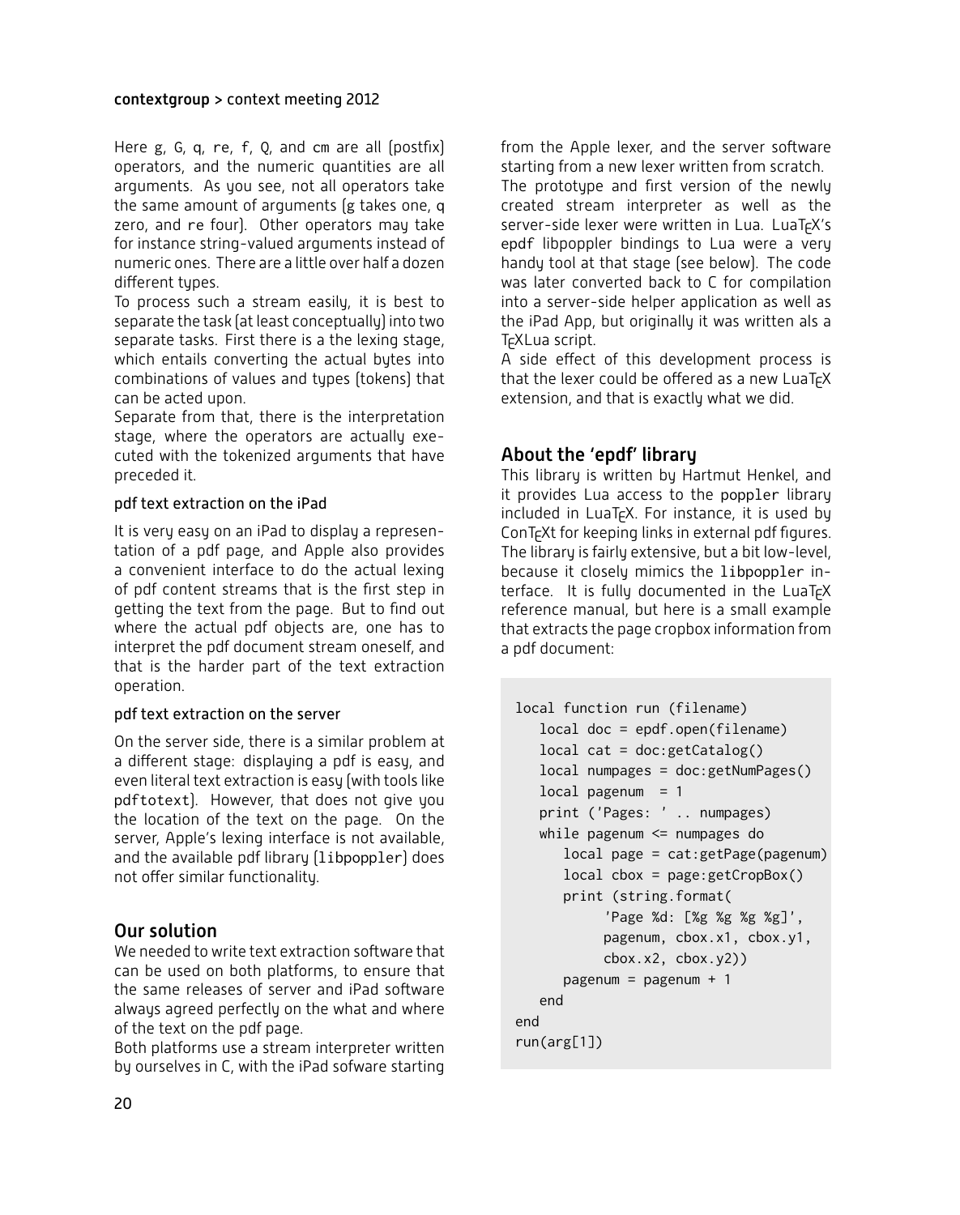Here g, G, q, re, f, Q, and cm are all (postfix) operators, and the numeric quantities are all arguments. As you see, not all operators take the same amount of arguments (g takes one, q zero, and re four). Other operators may take for instance string-valued arguments instead of numeric ones. There are a little over half a dozen different types.

To process such a stream easily, it is best to separate the task (at least conceptually) into two separate tasks. First there is a the lexing stage, which entails converting the actual bytes into combinations of values and types (tokens) that can be acted upon.

Separate from that, there is the interpretation stage, where the operators are actually executed with the tokenized arguments that have preceded it.

### pdf text extraction on the iPad

It is very easy on an iPad to display a representation of a pdf page, and Apple also provides a convenient interface to do the actual lexing of pdf content streams that is the first step in getting the text from the page. But to find out where the actual pdf objects are, one has to interpret the pdf document stream oneself, and that is the harder part of the text extraction operation.

### pdf text extraction on the server

On the server side, there is a similar problem at a different stage: displaying a pdf is easy, and even literal text extraction is easy (with tools like pdftotext). However, that does not give you the location of the text on the page. On the server, Apple's lexing interface is not available, and the available pdf library (libpoppler) does not offer similar functionality.

## Our solution

We needed to write text extraction software that can be used on both platforms, to ensure that the same releases of server and iPad software always agreed perfectly on the what and where of the text on the pdf page.

Both platforms use a stream interpreter written by ourselves in C, with the iPad sofware starting from the Apple lexer, and the server software starting from a new lexer written from scratch.

The prototype and first version of the newly created stream interpreter as well as the server-side lexer were written in Lua. LuaTEX's epdf libpoppler bindings to Lua were a very handy tool at that stage (see below). The code was later converted back to C for compilation into a server-side helper application as well as the iPad App, but originally it was written als a TEXLua script.

A side effect of this development process is that the lexer could be offered as a new LuaTEX extension, and that is exactly what we did.

## About the 'epdf' library

This library is written by Hartmut Henkel, and it provides Lua access to the poppler library included in LuaTEX. For instance, it is used by ConTEXt for keeping links in external pdf figures. The library is fairly extensive, but a bit low-level, because it closely mimics the libpoppler interface. It is fully documented in the LuaTEX reference manual, but here is a small example that extracts the page cropbox information from a pdf document:

```
local function run (filename)
   local doc = epdf.open(filename)
   local cat = doc:getCatalog()
   local numpages = doc:getNumPages()
   local pagenum  = 1
   print ('Pages: ' .. numpages)
   while pagenum <= numpages do
      local page = cat:getPage(pagenum)
      local cbox = page:getCropBox()
      print (string.format(
            'Page %d: [%g %g %g %g]',
            pagenum, cbox.x1, cbox.y1,
            cbox.x2, cbox.y2))
      pagenum = pagenum + 1
   end
end
run(arg[1])
```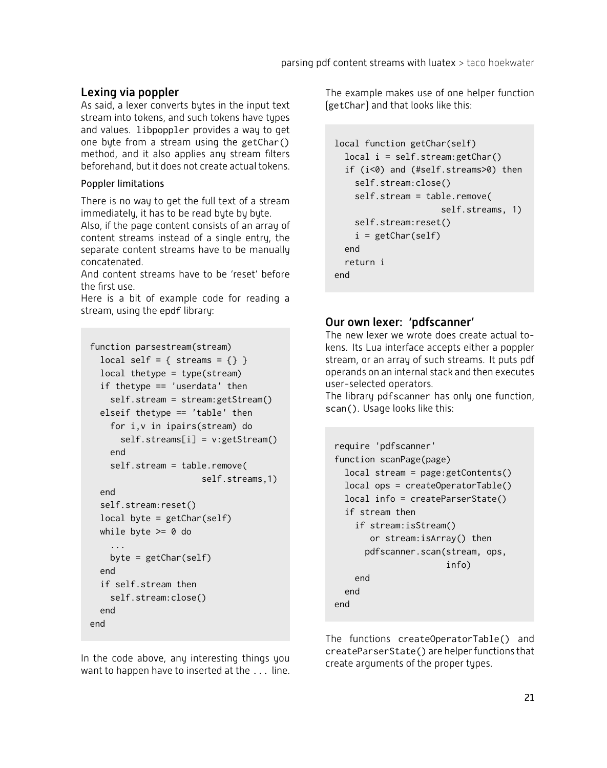## Lexing via poppler

As said, a lexer converts bytes in the input text stream into tokens, and such tokens have types and values. `libpoppler` provides a way to get one byte from a stream using the `getChar()` method, and it also applies any stream filters beforehand, but it does not create actual tokens.

### Poppler limitations

There is no way to get the full text of a stream immediately, it has to be read byte by byte.
Also, if the page content consists of an array of content streams instead of a single entry, the separate content streams have to be manually concatenated.
And content streams have to be 'reset' before the first use.
Here is a bit of example code for reading a stream, using the `epdf` library:

```
function parsestream(stream)
  local self = { streams = {} }
  local thetype = type(stream)
  if thetype == 'userdata' then
    self.stream = stream:getStream()
  elseif thetype == 'table' then
    for i,v in ipairs(stream) do
      self.streams[i] = v:getStream()
    end
    self.stream = table.remove(
                     self.streams,1)
  end
  self.stream:reset()
  local byte = getChar(self)
  while byte >= 0 do
    ...
    byte = getChar(self)
  end
  if self.stream then
    self.stream:close()
  end
end
```

In the code above, any interesting things you want to happen have to inserted at the `...` line.

The example makes use of one helper function (`getChar`) and that looks like this:

```
local function getChar(self)
  local i = self.stream:getChar()
  if (i<0) and (#self.streams>0) then
    self.stream:close()
    self.stream = table.remove(
                    self.streams, 1)
    self.stream:reset()
    i = getChar(self)
  end
  return i
end
```

## Our own lexer: 'pdfscanner'

The new lexer we wrote does create actual tokens. Its Lua interface accepts either a poppler stream, or an array of such streams. It puts pdf operands on an internal stack and then executes user-selected operators.
The library `pdfscanner` has only one function, `scan()`. Usage looks like this:

```
require 'pdfscanner'
function scanPage(page)
  local stream = page:getContents()
  local ops = createOperatorTable()
  local info = createParserState()
  if stream then
    if stream:isStream()
       or stream:isArray() then
      pdfscanner.scan(stream, ops,
                      info)
    end
  end
end
```

The functions `createOperatorTable()` and `createParserState()` are helper functions that create arguments of the proper types.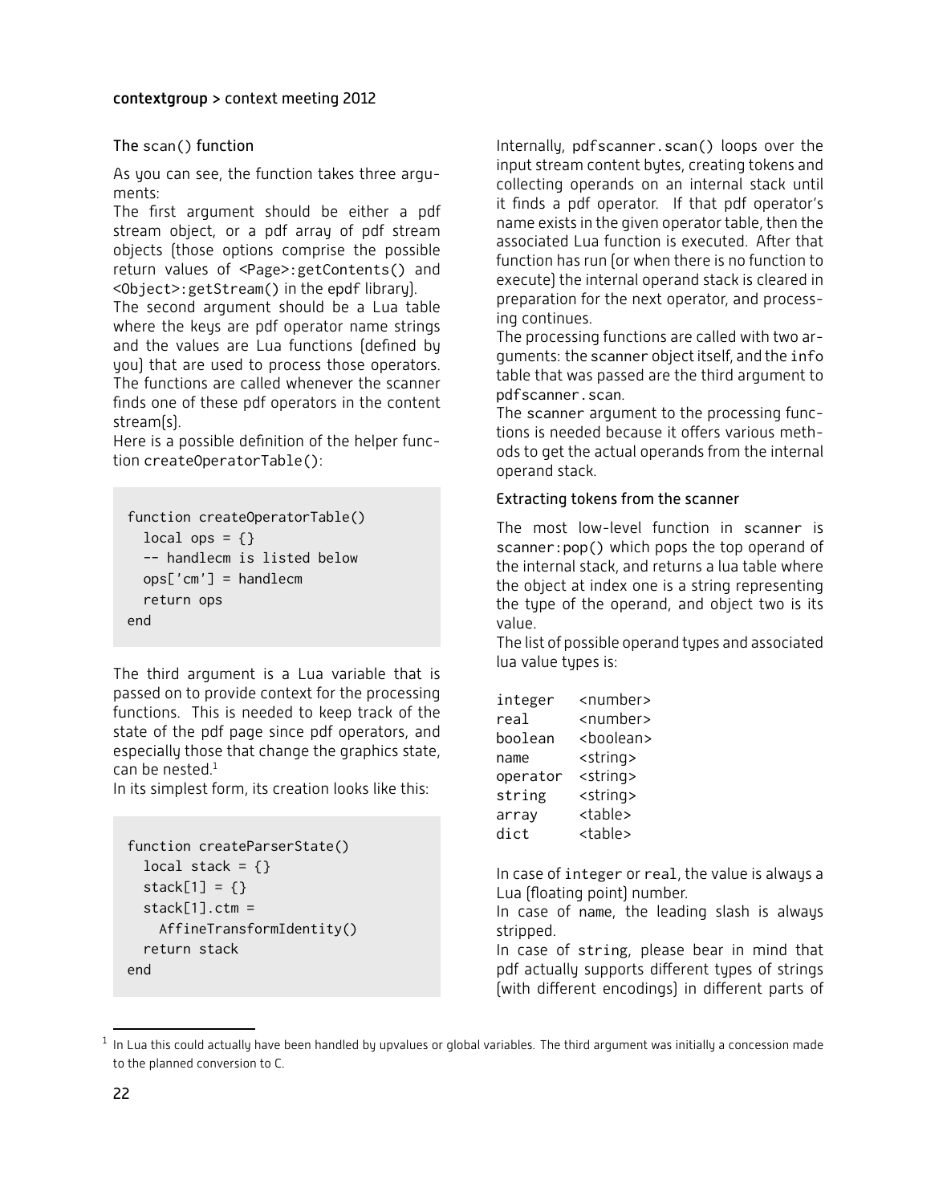### The scan() function

As you can see, the function takes three arguments:

The first argument should be either a pdf stream object, or a pdf array of pdf stream objects (those options comprise the possible return values of `<Page>:getContents()` and `<Object>:getStream()` in the epdf library).

The second argument should be a Lua table where the keys are pdf operator name strings and the values are Lua functions (defined by you) that are used to process those operators. The functions are called whenever the scanner finds one of these pdf operators in the content stream(s).

Here is a possible definition of the helper function `createOperatorTable()`:

```
function createOperatorTable()
  local ops = {}
  -- handlecm is listed below
  ops['cm'] = handlecm
  return ops
end
```

The third argument is a Lua variable that is passed on to provide context for the processing functions. This is needed to keep track of the state of the pdf page since pdf operators, and especially those that change the graphics state, can be nested.[1]

In its simplest form, its creation looks like this:

```
function createParserState()
  local stack = {}
  stack[1] = {}
  stack[1].ctm =
    AffineTransformIdentity()
  return stack
end
```

Internally, `pdfscanner.scan()` loops over the input stream content bytes, creating tokens and collecting operands on an internal stack until it finds a pdf operator. If that pdf operator's name exists in the given operator table, then the associated Lua function is executed. After that function has run (or when there is no function to execute) the internal operand stack is cleared in preparation for the next operator, and processing continues.

The processing functions are called with two arguments: the scanner object itself, and the `info` table that was passed are the third argument to `pdfscanner.scan`.

The scanner argument to the processing functions is needed because it offers various methods to get the actual operands from the internal operand stack.

### Extracting tokens from the scanner

The most low-level function in scanner is `scanner:pop()` which pops the top operand of the internal stack, and returns a lua table where the object at index one is a string representing the type of the operand, and object two is its value.

The list of possible operand types and associated lua value types is:

| | |
|---|---|
| integer | <number> |
| real | <number> |
| boolean | <boolean> |
| name | <string> |
| operator | <string> |
| string | <string> |
| array | <table> |
| dict | <table> |

In case of `integer` or `real`, the value is always a Lua (floating point) number.

In case of `name`, the leading slash is always stripped.

In case of `string`, please bear in mind that pdf actually supports different types of strings (with different encodings) in different parts of

[1] In Lua this could actually have been handled by upvalues or global variables. The third argument was initially a concession made to the planned conversion to C.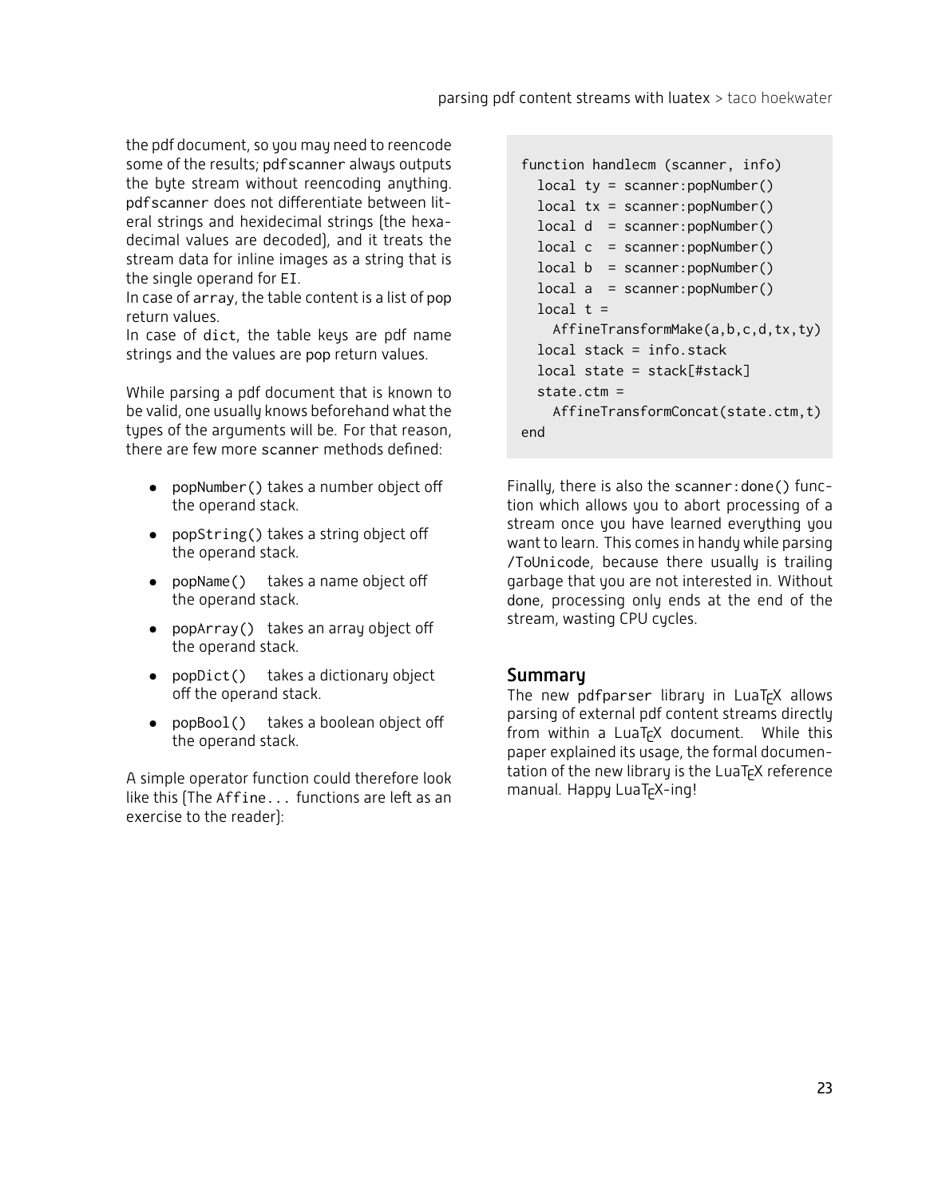the pdf document, so you may need to reencode some of the results; `pdfscanner` always outputs the byte stream without reencoding anything. `pdfscanner` does not differentiate between literal strings and hexidecimal strings (the hexadecimal values are decoded), and it treats the stream data for inline images as a string that is the single operand for `EI`.

In case of `array`, the table content is a list of `pop` return values.

In case of `dict`, the table keys are pdf name strings and the values are `pop` return values.

While parsing a pdf document that is known to be valid, one usually knows beforehand what the types of the arguments will be. For that reason, there are few more `scanner` methods defined:

- `popNumber()` takes a number object off the operand stack.
- `popString()` takes a string object off the operand stack.
- `popName()` takes a name object off the operand stack.
- `popArray()` takes an array object off the operand stack.
- `popDict()` takes a dictionary object off the operand stack.
- `popBool()` takes a boolean object off the operand stack.

A simple operator function could therefore look like this (The `Affine...` functions are left as an exercise to the reader):

```
function handlecm (scanner, info)
  local ty = scanner:popNumber()
  local tx = scanner:popNumber()
  local d  = scanner:popNumber()
  local c  = scanner:popNumber()
  local b  = scanner:popNumber()
  local a  = scanner:popNumber()
  local t =
    AffineTransformMake(a,b,c,d,tx,ty)
  local stack = info.stack
  local state = stack[#stack]
  state.ctm =
    AffineTransformConcat(state.ctm,t)
end
```

Finally, there is also the `scanner:done()` function which allows you to abort processing of a stream once you have learned everything you want to learn. This comes in handy while parsing `/ToUnicode`, because there usually is trailing garbage that you are not interested in. Without `done`, processing only ends at the end of the stream, wasting CPU cycles.

## Summary

The new `pdfparser` library in LuaTeX allows parsing of external pdf content streams directly from within a LuaTeX document. While this paper explained its usage, the formal documentation of the new library is the LuaTeX reference manual. Happy LuaTeX-ing!